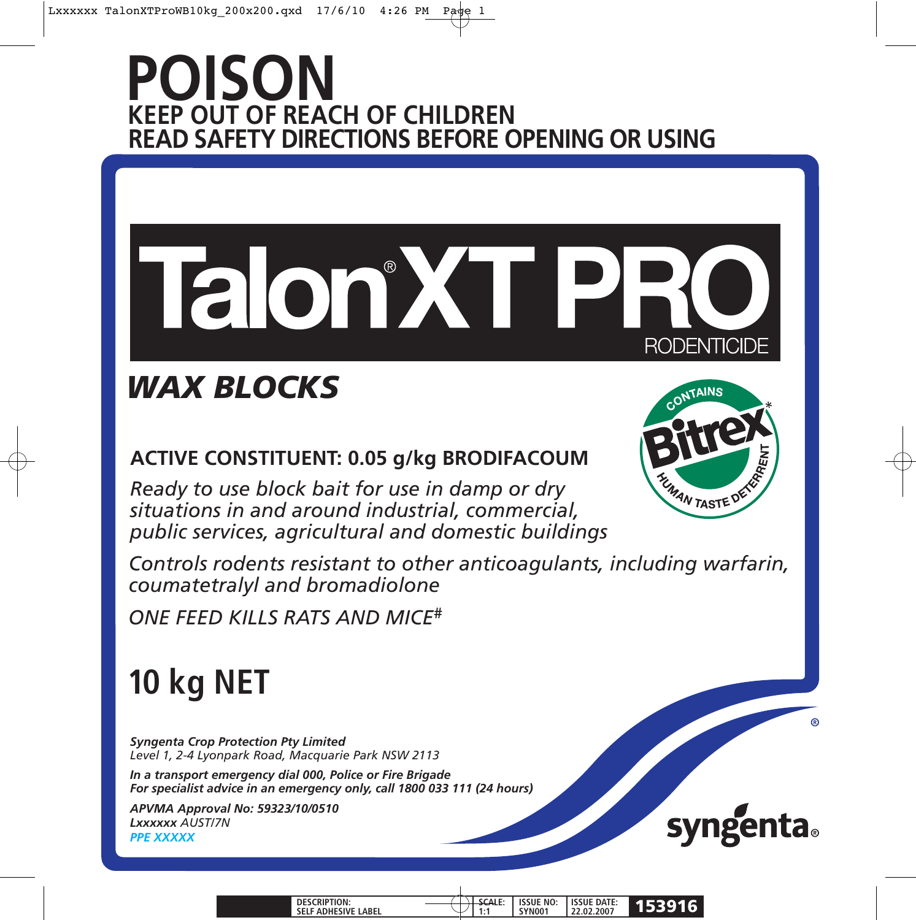# POISON

## KEEP OUT OF REACH OF CHILDREN
## READ SAFETY DIRECTIONS BEFORE OPENING OR USING

# Talon® XT PRO

RODENTICIDE

## *WAX BLOCKS*

CONTAINS Bitrex* HUMAN TASTE DETERRENT

**ACTIVE CONSTITUENT: 0.05 g/kg BRODIFACOUM**

*Ready to use block bait for use in damp or dry situations in and around industrial, commercial, public services, agricultural and domestic buildings*

*Controls rodents resistant to other anticoagulants, including warfarin, coumatetralyl and bromadiolone*

*ONE FEED KILLS RATS AND MICE#*

## 10 kg NET

***Syngenta Crop Protection Pty Limited***
*Level 1, 2-4 Lyonpark Road, Macquarie Park NSW 2113*

***In a transport emergency dial 000, Police or Fire Brigade***
***For specialist advice in an emergency only, call 1800 033 111 (24 hours)***

***APVMA Approval No: 59323/10/0510***
***Lxxxxxx** AUST/7N*
***PPE XXXXX***

syngenta®

| DESCRIPTION: SELF ADHESIVE LABEL | SCALE: 1:1 | ISSUE NO: SYN001 | ISSUE DATE: 22.02.2007 | 153916 |
|---|---|---|---|---|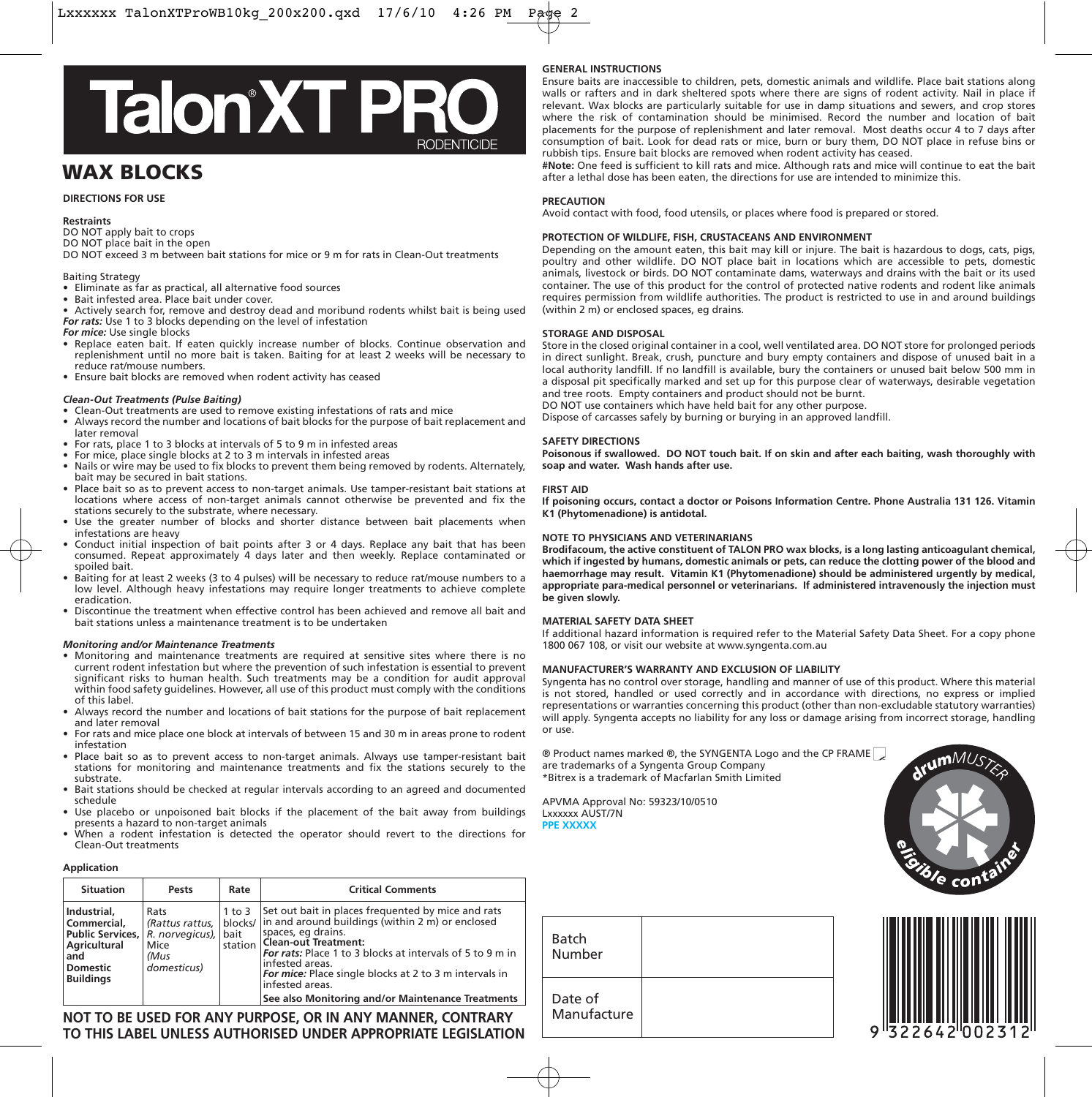# Talon®XT PRO

RODENTICIDE

## WAX BLOCKS

**DIRECTIONS FOR USE**

**Restraints**

DO NOT apply bait to crops
DO NOT place bait in the open
DO NOT exceed 3 m between bait stations for mice or 9 m for rats in Clean-Out treatments

Baiting Strategy

- Eliminate as far as practical, all alternative food sources
- Bait infested area. Place bait under cover.
- Actively search for, remove and destroy dead and moribund rodents whilst bait is being used

***For rats:*** Use 1 to 3 blocks depending on the level of infestation
***For mice:*** Use single blocks

- Replace eaten bait. If eaten quickly increase number of blocks. Continue observation and replenishment until no more bait is taken. Baiting for at least 2 weeks will be necessary to reduce rat/mouse numbers.
- Ensure bait blocks are removed when rodent activity has ceased

***Clean-Out Treatments (Pulse Baiting)***

- Clean-Out treatments are used to remove existing infestations of rats and mice
- Always record the number and locations of bait blocks for the purpose of bait replacement and later removal
- For rats, place 1 to 3 blocks at intervals of 5 to 9 m in infested areas
- For mice, place single blocks at 2 to 3 m intervals in infested areas
- Nails or wire may be used to fix blocks to prevent them being removed by rodents. Alternately, bait may be secured in bait stations.
- Place bait so as to prevent access to non-target animals. Use tamper-resistant bait stations at locations where access of non-target animals cannot otherwise be prevented and fix the stations securely to the substrate, where necessary.
- Use the greater number of blocks and shorter distance between bait placements when infestations are heavy
- Conduct initial inspection of bait points after 3 or 4 days. Replace any bait that has been consumed. Repeat approximately 4 days later and then weekly. Replace contaminated or spoiled bait.
- Baiting for at least 2 weeks (3 to 4 pulses) will be necessary to reduce rat/mouse numbers to a low level. Although heavy infestations may require longer treatments to achieve complete eradication.
- Discontinue the treatment when effective control has been achieved and remove all bait and bait stations unless a maintenance treatment is to be undertaken

***Monitoring and/or Maintenance Treatments***

- Monitoring and maintenance treatments are required at sensitive sites where there is no current rodent infestation but where the prevention of such infestation is essential to prevent significant risks to human health. Such treatments may be a condition for audit approval within food safety guidelines. However, all use of this product must comply with the conditions of this label.
- Always record the number and locations of bait stations for the purpose of bait replacement and later removal
- For rats and mice place one block at intervals of between 15 and 30 m in areas prone to rodent infestation
- Place bait so as to prevent access to non-target animals. Always use tamper-resistant bait stations for monitoring and maintenance treatments and fix the stations securely to the substrate.
- Bait stations should be checked at regular intervals according to an agreed and documented schedule
- Use placebo or unpoisoned bait blocks if the placement of the bait away from buildings presents a hazard to non-target animals
- When a rodent infestation is detected the operator should revert to the directions for Clean-Out treatments

**Application**

| Situation | Pests | Rate | Critical Comments |
|---|---|---|---|
| **Industrial, Commercial, Public Services, Agricultural and Domestic Buildings** | Rats *(Rattus rattus, R. norvegicus),* Mice *(Mus domesticus)* | 1 to 3 blocks/ bait station | Set out bait in places frequented by mice and rats in and around buildings (within 2 m) or enclosed spaces, eg drains. **Clean-out Treatment:** ***For rats:*** Place 1 to 3 blocks at intervals of 5 to 9 m in infested areas. ***For mice:*** Place single blocks at 2 to 3 m intervals in infested areas. **See also Monitoring and/or Maintenance Treatments** |

**NOT TO BE USED FOR ANY PURPOSE, OR IN ANY MANNER, CONTRARY TO THIS LABEL UNLESS AUTHORISED UNDER APPROPRIATE LEGISLATION**

**GENERAL INSTRUCTIONS**

Ensure baits are inaccessible to children, pets, domestic animals and wildlife. Place bait stations along walls or rafters and in dark sheltered spots where there are signs of rodent activity. Nail in place if relevant. Wax blocks are particularly suitable for use in damp situations and sewers, and crop stores where the risk of contamination should be minimised. Record the number and location of bait placements for the purpose of replenishment and later removal. Most deaths occur 4 to 7 days after consumption of bait. Look for dead rats or mice, burn or bury them, DO NOT place in refuse bins or rubbish tips. Ensure bait blocks are removed when rodent activity has ceased.

**#Note:** One feed is sufficient to kill rats and mice. Although rats and mice will continue to eat the bait after a lethal dose has been eaten, the directions for use are intended to minimize this.

**PRECAUTION**

Avoid contact with food, food utensils, or places where food is prepared or stored.

**PROTECTION OF WILDLIFE, FISH, CRUSTACEANS AND ENVIRONMENT**

Depending on the amount eaten, this bait may kill or injure. The bait is hazardous to dogs, cats, pigs, poultry and other wildlife. DO NOT place bait in locations which are accessible to pets, domestic animals, livestock or birds. DO NOT contaminate dams, waterways and drains with the bait or its used container. The use of this product for the control of protected native rodents and rodent like animals requires permission from wildlife authorities. The product is restricted to use in and around buildings (within 2 m) or enclosed spaces, eg drains.

**STORAGE AND DISPOSAL**

Store in the closed original container in a cool, well ventilated area. DO NOT store for prolonged periods in direct sunlight. Break, crush, puncture and bury empty containers and dispose of unused bait in a local authority landfill. If no landfill is available, bury the containers or unused bait below 500 mm in a disposal pit specifically marked and set up for this purpose clear of waterways, desirable vegetation and tree roots. Empty containers and product should not be burnt.
DO NOT use containers which have held bait for any other purpose.
Dispose of carcasses safely by burning or burying in an approved landfill.

**SAFETY DIRECTIONS**

**Poisonous if swallowed. DO NOT touch bait. If on skin and after each baiting, wash thoroughly with soap and water. Wash hands after use.**

**FIRST AID**

**If poisoning occurs, contact a doctor or Poisons Information Centre. Phone Australia 131 126. Vitamin K1 (Phytomenadione) is antidotal.**

**NOTE TO PHYSICIANS AND VETERINARIANS**

**Brodifacoum, the active constituent of TALON PRO wax blocks, is a long lasting anticoagulant chemical, which if ingested by humans, domestic animals or pets, can reduce the clotting power of the blood and haemorrhage may result. Vitamin K1 (Phytomenadione) should be administered urgently by medical, appropriate para-medical personnel or veterinarians. If administered intravenously the injection must be given slowly.**

**MATERIAL SAFETY DATA SHEET**

If additional hazard information is required refer to the Material Safety Data Sheet. For a copy phone 1800 067 108, or visit our website at www.syngenta.com.au

**MANUFACTURER'S WARRANTY AND EXCLUSION OF LIABILITY**

Syngenta has no control over storage, handling and manner of use of this product. Where this material is not stored, handled or used correctly and in accordance with directions, no express or implied representations or warranties concerning this product (other than non-excludable statutory warranties) will apply. Syngenta accepts no liability for any loss or damage arising from incorrect storage, handling or use.

® Product names marked ®, the SYNGENTA Logo and the CP FRAME are trademarks of a Syngenta Group Company
*Bitrex is a trademark of Macfarlan Smith Limited

APVMA Approval No: 59323/10/0510
Lxxxxxx AUST/7N
PPE XXXXX

drumMUSTER eligible container

| | |
|---|---|
| Batch Number | |
| Date of Manufacture | |

9 322642 002312